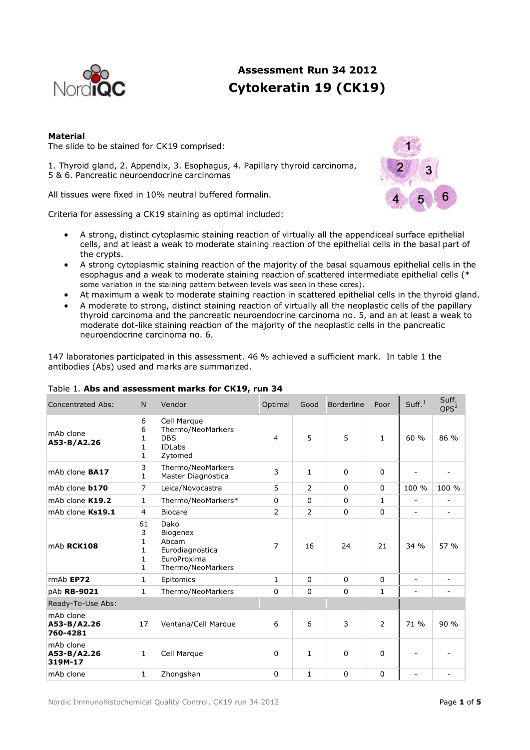# Assessment Run 34 2012

## Cytokeratin 19 (CK19)

**Material**

The slide to be stained for CK19 comprised:

1. Thyroid gland, 2. Appendix, 3. Esophagus, 4. Papillary thyroid carcinoma, 5 & 6. Pancreatic neuroendocrine carcinomas

All tissues were fixed in 10% neutral buffered formalin.

Criteria for assessing a CK19 staining as optimal included:

- A strong, distinct cytoplasmic staining reaction of virtually all the appendiceal surface epithelial cells, and at least a weak to moderate staining reaction of the epithelial cells in the basal part of the crypts.
- A strong cytoplasmic staining reaction of the majority of the basal squamous epithelial cells in the esophagus and a weak to moderate staining reaction of scattered intermediate epithelial cells (* some variation in the staining pattern between levels was seen in these cores).
- At maximum a weak to moderate staining reaction in scattered epithelial cells in the thyroid gland.
- A moderate to strong, distinct staining reaction of virtually all the neoplastic cells of the papillary thyroid carcinoma and the pancreatic neuroendocrine carcinoma no. 5, and an at least a weak to moderate dot-like staining reaction of the majority of the neoplastic cells in the pancreatic neuroendocrine carcinoma no. 6.

147 laboratories participated in this assessment. 46 % achieved a sufficient mark. In table 1 the antibodies (Abs) used and marks are summarized.

Table 1. **Abs and assessment marks for CK19, run 34**

| Concentrated Abs: | N | Vendor | Optimal | Good | Borderline | Poor | Suff.[1] | Suff. OPS[2] |
|---|---|---|---|---|---|---|---|---|
| mAb clone **A53-B/A2.26** | 6<br>6<br>1<br>1<br>1 | Cell Marque<br>Thermo/NeoMarkers<br>DBS<br>IDLabs<br>Zytomed | 4 | 5 | 5 | 1 | 60 % | 86 % |
| mAb clone **BA17** | 3<br>1 | Thermo/NeoMarkers<br>Master Diagnostica | 3 | 1 | 0 | 0 | - | - |
| mAb clone **b170** | 7 | Leica/Novocastra | 5 | 2 | 0 | 0 | 100 % | 100 % |
| mAb clone **K19.2** | 1 | Thermo/NeoMarkers* | 0 | 0 | 0 | 1 | - | - |
| mAb clone **Ks19.1** | 4 | Biocare | 2 | 2 | 0 | 0 | - | - |
| mAb **RCK108** | 61<br>3<br>1<br>1<br>1<br>1 | Dako<br>Biogenex<br>Abcam<br>Eurodiagnostica<br>EuroProxima<br>Thermo/NeoMarkers | 7 | 16 | 24 | 21 | 34 % | 57 % |
| rmAb **EP72** | 1 | Epitomics | 1 | 0 | 0 | 0 | - | - |
| pAb **RB-9021** | 1 | Thermo/NeoMarkers | 0 | 0 | 0 | 1 | - | - |
| Ready-To-Use Abs: | | | | | | | | |
| mAb clone **A53-B/A2.26 760-4281** | 17 | Ventana/Cell Marque | 6 | 6 | 3 | 2 | 71 % | 90 % |
| mAb clone **A53-B/A2.26 319M-17** | 1 | Cell Marque | 0 | 1 | 0 | 0 | - | - |
| mAb clone | 1 | Zhongshan | 0 | 1 | 0 | 0 | - | - |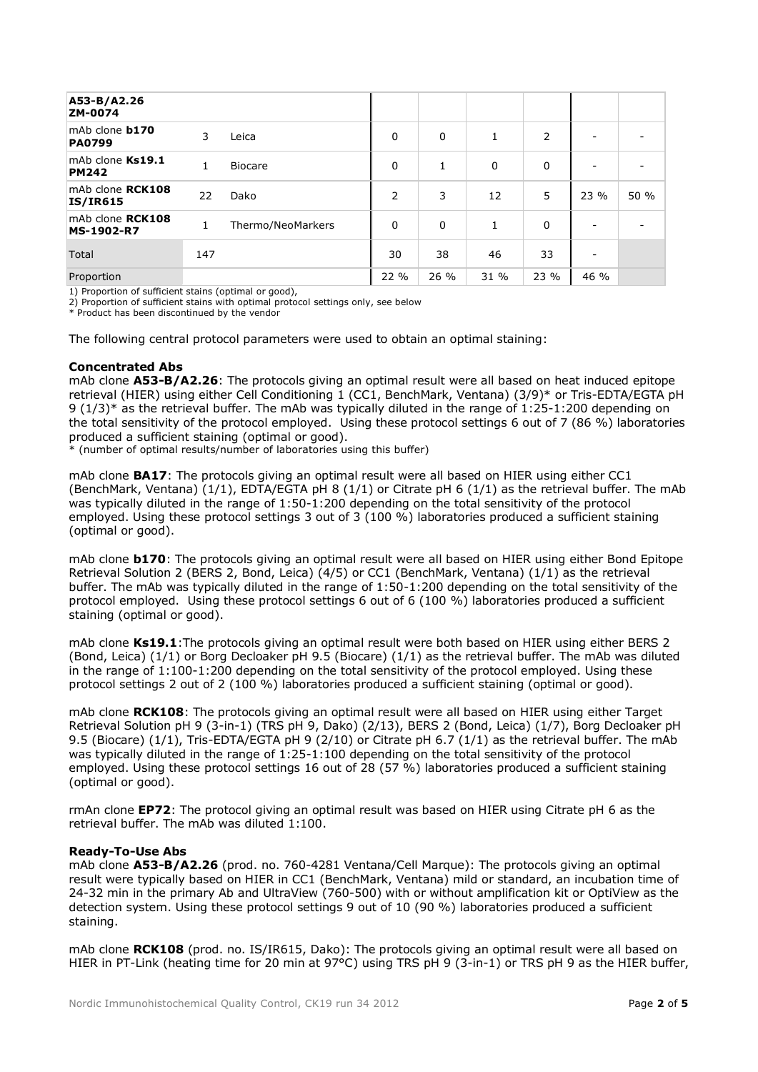| | | | | | | | | |
|---|---|---|---|---|---|---|---|---|
| **A53-B/A2.26** ZM-0074 | | | | | | | | |
| mAb clone **b170** PA0799 | 3 | Leica | 0 | 0 | 1 | 2 | - | - |
| mAb clone **Ks19.1** PM242 | 1 | Biocare | 0 | 1 | 0 | 0 | - | - |
| mAb clone **RCK108** IS/IR615 | 22 | Dako | 2 | 3 | 12 | 5 | 23 % | 50 % |
| mAb clone **RCK108** MS-1902-R7 | 1 | Thermo/NeoMarkers | 0 | 0 | 1 | 0 | - | - |
| Total | 147 | | 30 | 38 | 46 | 33 | - | |
| Proportion | | | 22 % | 26 % | 31 % | 23 % | 46 % | |

1) Proportion of sufficient stains (optimal or good),
2) Proportion of sufficient stains with optimal protocol settings only, see below
* Product has been discontinued by the vendor

The following central protocol parameters were used to obtain an optimal staining:

**Concentrated Abs**
mAb clone **A53-B/A2.26**: The protocols giving an optimal result were all based on heat induced epitope retrieval (HIER) using either Cell Conditioning 1 (CC1, BenchMark, Ventana) (3/9)* or Tris-EDTA/EGTA pH 9 (1/3)* as the retrieval buffer. The mAb was typically diluted in the range of 1:25-1:200 depending on the total sensitivity of the protocol employed. Using these protocol settings 6 out of 7 (86 %) laboratories produced a sufficient staining (optimal or good).
* (number of optimal results/number of laboratories using this buffer)

mAb clone **BA17**: The protocols giving an optimal result were all based on HIER using either CC1 (BenchMark, Ventana) (1/1), EDTA/EGTA pH 8 (1/1) or Citrate pH 6 (1/1) as the retrieval buffer. The mAb was typically diluted in the range of 1:50-1:200 depending on the total sensitivity of the protocol employed. Using these protocol settings 3 out of 3 (100 %) laboratories produced a sufficient staining (optimal or good).

mAb clone **b170**: The protocols giving an optimal result were all based on HIER using either Bond Epitope Retrieval Solution 2 (BERS 2, Bond, Leica) (4/5) or CC1 (BenchMark, Ventana) (1/1) as the retrieval buffer. The mAb was typically diluted in the range of 1:50-1:200 depending on the total sensitivity of the protocol employed. Using these protocol settings 6 out of 6 (100 %) laboratories produced a sufficient staining (optimal or good).

mAb clone **Ks19.1**:The protocols giving an optimal result were both based on HIER using either BERS 2 (Bond, Leica) (1/1) or Borg Decloaker pH 9.5 (Biocare) (1/1) as the retrieval buffer. The mAb was diluted in the range of 1:100-1:200 depending on the total sensitivity of the protocol employed. Using these protocol settings 2 out of 2 (100 %) laboratories produced a sufficient staining (optimal or good).

mAb clone **RCK108**: The protocols giving an optimal result were all based on HIER using either Target Retrieval Solution pH 9 (3-in-1) (TRS pH 9, Dako) (2/13), BERS 2 (Bond, Leica) (1/7), Borg Decloaker pH 9.5 (Biocare) (1/1), Tris-EDTA/EGTA pH 9 (2/10) or Citrate pH 6.7 (1/1) as the retrieval buffer. The mAb was typically diluted in the range of 1:25-1:100 depending on the total sensitivity of the protocol employed. Using these protocol settings 16 out of 28 (57 %) laboratories produced a sufficient staining (optimal or good).

rmAn clone **EP72**: The protocol giving an optimal result was based on HIER using Citrate pH 6 as the retrieval buffer. The mAb was diluted 1:100.

**Ready-To-Use Abs**
mAb clone **A53-B/A2.26** (prod. no. 760-4281 Ventana/Cell Marque): The protocols giving an optimal result were typically based on HIER in CC1 (BenchMark, Ventana) mild or standard, an incubation time of 24-32 min in the primary Ab and UltraView (760-500) with or without amplification kit or OptiView as the detection system. Using these protocol settings 9 out of 10 (90 %) laboratories produced a sufficient staining.

mAb clone **RCK108** (prod. no. IS/IR615, Dako): The protocols giving an optimal result were all based on HIER in PT-Link (heating time for 20 min at 97°C) using TRS pH 9 (3-in-1) or TRS pH 9 as the HIER buffer,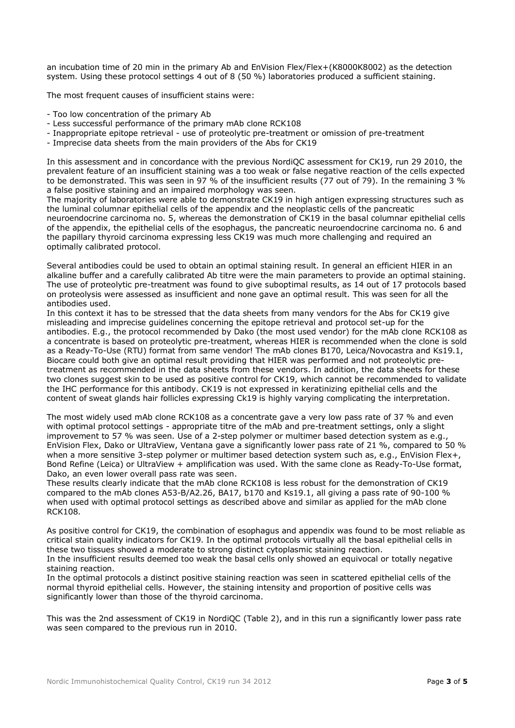an incubation time of 20 min in the primary Ab and EnVision Flex/Flex+(K8000K8002) as the detection system. Using these protocol settings 4 out of 8 (50 %) laboratories produced a sufficient staining.

The most frequent causes of insufficient stains were:

- Too low concentration of the primary Ab
- Less successful performance of the primary mAb clone RCK108
- Inappropriate epitope retrieval - use of proteolytic pre-treatment or omission of pre-treatment
- Imprecise data sheets from the main providers of the Abs for CK19

In this assessment and in concordance with the previous NordiQC assessment for CK19, run 29 2010, the prevalent feature of an insufficient staining was a too weak or false negative reaction of the cells expected to be demonstrated. This was seen in 97 % of the insufficient results (77 out of 79). In the remaining 3 % a false positive staining and an impaired morphology was seen.
The majority of laboratories were able to demonstrate CK19 in high antigen expressing structures such as the luminal columnar epithelial cells of the appendix and the neoplastic cells of the pancreatic neuroendocrine carcinoma no. 5, whereas the demonstration of CK19 in the basal columnar epithelial cells of the appendix, the epithelial cells of the esophagus, the pancreatic neuroendocrine carcinoma no. 6 and the papillary thyroid carcinoma expressing less CK19 was much more challenging and required an optimally calibrated protocol.

Several antibodies could be used to obtain an optimal staining result. In general an efficient HIER in an alkaline buffer and a carefully calibrated Ab titre were the main parameters to provide an optimal staining. The use of proteolytic pre-treatment was found to give suboptimal results, as 14 out of 17 protocols based on proteolysis were assessed as insufficient and none gave an optimal result. This was seen for all the antibodies used.
In this context it has to be stressed that the data sheets from many vendors for the Abs for CK19 give misleading and imprecise guidelines concerning the epitope retrieval and protocol set-up for the antibodies. E.g., the protocol recommended by Dako (the most used vendor) for the mAb clone RCK108 as a concentrate is based on proteolytic pre-treatment, whereas HIER is recommended when the clone is sold as a Ready-To-Use (RTU) format from same vendor! The mAb clones B170, Leica/Novocastra and Ks19.1, Biocare could both give an optimal result providing that HIER was performed and not proteolytic pre-treatment as recommended in the data sheets from these vendors. In addition, the data sheets for these two clones suggest skin to be used as positive control for CK19, which cannot be recommended to validate the IHC performance for this antibody. CK19 is not expressed in keratinizing epithelial cells and the content of sweat glands hair follicles expressing Ck19 is highly varying complicating the interpretation.

The most widely used mAb clone RCK108 as a concentrate gave a very low pass rate of 37 % and even with optimal protocol settings - appropriate titre of the mAb and pre-treatment settings, only a slight improvement to 57 % was seen. Use of a 2-step polymer or multimer based detection system as e.g., EnVision Flex, Dako or UltraView, Ventana gave a significantly lower pass rate of 21 %, compared to 50 % when a more sensitive 3-step polymer or multimer based detection system such as, e.g., EnVision Flex+, Bond Refine (Leica) or UltraView + amplification was used. With the same clone as Ready-To-Use format, Dako, an even lower overall pass rate was seen.
These results clearly indicate that the mAb clone RCK108 is less robust for the demonstration of CK19 compared to the mAb clones A53-B/A2.26, BA17, b170 and Ks19.1, all giving a pass rate of 90-100 % when used with optimal protocol settings as described above and similar as applied for the mAb clone RCK108.

As positive control for CK19, the combination of esophagus and appendix was found to be most reliable as critical stain quality indicators for CK19. In the optimal protocols virtually all the basal epithelial cells in these two tissues showed a moderate to strong distinct cytoplasmic staining reaction.
In the insufficient results deemed too weak the basal cells only showed an equivocal or totally negative staining reaction.
In the optimal protocols a distinct positive staining reaction was seen in scattered epithelial cells of the normal thyroid epithelial cells. However, the staining intensity and proportion of positive cells was significantly lower than those of the thyroid carcinoma.

This was the 2nd assessment of CK19 in NordiQC (Table 2), and in this run a significantly lower pass rate was seen compared to the previous run in 2010.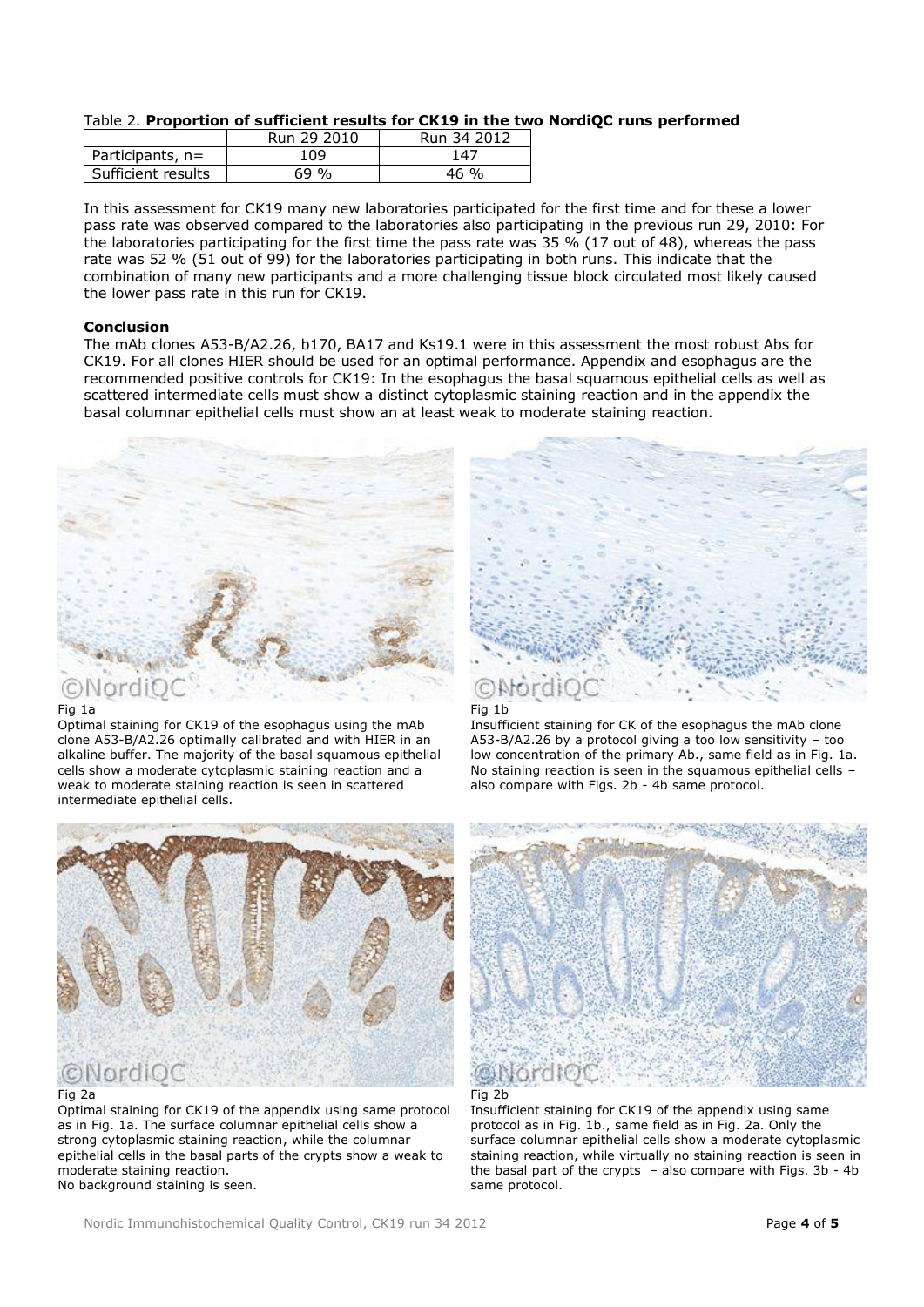Table 2. **Proportion of sufficient results for CK19 in the two NordiQC runs performed**

| | Run 29 2010 | Run 34 2012 |
|---|---|---|
| Participants, n= | 109 | 147 |
| Sufficient results | 69 % | 46 % |

In this assessment for CK19 many new laboratories participated for the first time and for these a lower pass rate was observed compared to the laboratories also participating in the previous run 29, 2010: For the laboratories participating for the first time the pass rate was 35 % (17 out of 48), whereas the pass rate was 52 % (51 out of 99) for the laboratories participating in both runs. This indicate that the combination of many new participants and a more challenging tissue block circulated most likely caused the lower pass rate in this run for CK19.

**Conclusion**

The mAb clones A53-B/A2.26, b170, BA17 and Ks19.1 were in this assessment the most robust Abs for CK19. For all clones HIER should be used for an optimal performance. Appendix and esophagus are the recommended positive controls for CK19: In the esophagus the basal squamous epithelial cells as well as scattered intermediate cells must show a distinct cytoplasmic staining reaction and in the appendix the basal columnar epithelial cells must show an at least weak to moderate staining reaction.

Fig 1a
Optimal staining for CK19 of the esophagus using the mAb clone A53-B/A2.26 optimally calibrated and with HIER in an alkaline buffer. The majority of the basal squamous epithelial cells show a moderate cytoplasmic staining reaction and a weak to moderate staining reaction is seen in scattered intermediate epithelial cells.

Fig 1b
Insufficient staining for CK of the esophagus the mAb clone A53-B/A2.26 by a protocol giving a too low sensitivity – too low concentration of the primary Ab., same field as in Fig. 1a. No staining reaction is seen in the squamous epithelial cells – also compare with Figs. 2b - 4b same protocol.

Fig 2a
Optimal staining for CK19 of the appendix using same protocol as in Fig. 1a. The surface columnar epithelial cells show a strong cytoplasmic staining reaction, while the columnar epithelial cells in the basal parts of the crypts show a weak to moderate staining reaction.
No background staining is seen.

Fig 2b
Insufficient staining for CK19 of the appendix using same protocol as in Fig. 1b., same field as in Fig. 2a. Only the surface columnar epithelial cells show a moderate cytoplasmic staining reaction, while virtually no staining reaction is seen in the basal part of the crypts – also compare with Figs. 3b - 4b same protocol.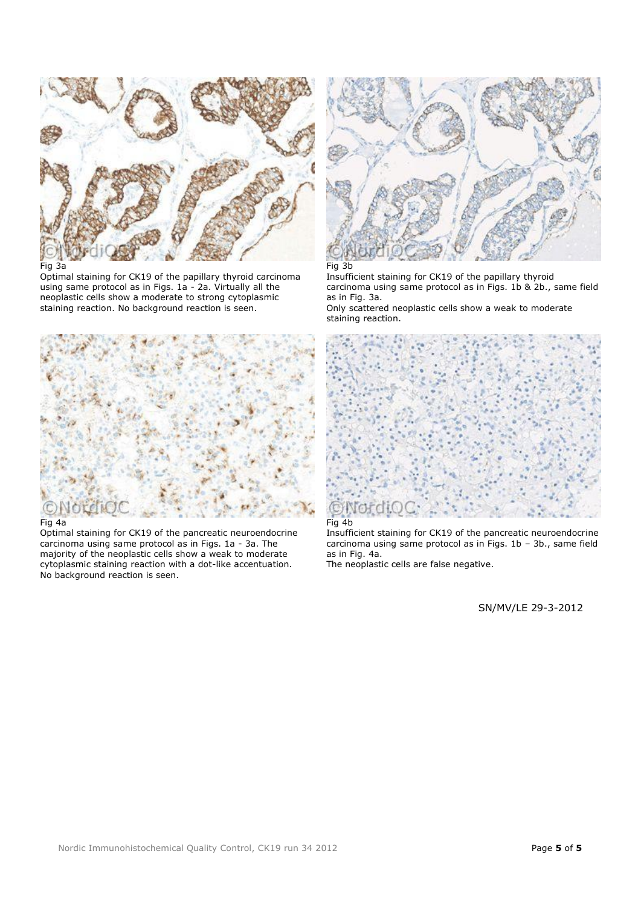Fig 3a

Optimal staining for CK19 of the papillary thyroid carcinoma using same protocol as in Figs. 1a - 2a. Virtually all the neoplastic cells show a moderate to strong cytoplasmic staining reaction. No background reaction is seen.

Fig 3b

Insufficient staining for CK19 of the papillary thyroid carcinoma using same protocol as in Figs. 1b & 2b., same field as in Fig. 3a.
Only scattered neoplastic cells show a weak to moderate staining reaction.

Fig 4a

Optimal staining for CK19 of the pancreatic neuroendocrine carcinoma using same protocol as in Figs. 1a - 3a. The majority of the neoplastic cells show a weak to moderate cytoplasmic staining reaction with a dot-like accentuation. No background reaction is seen.

Fig 4b

Insufficient staining for CK19 of the pancreatic neuroendocrine carcinoma using same protocol as in Figs. 1b – 3b., same field as in Fig. 4a.
The neoplastic cells are false negative.

SN/MV/LE 29-3-2012